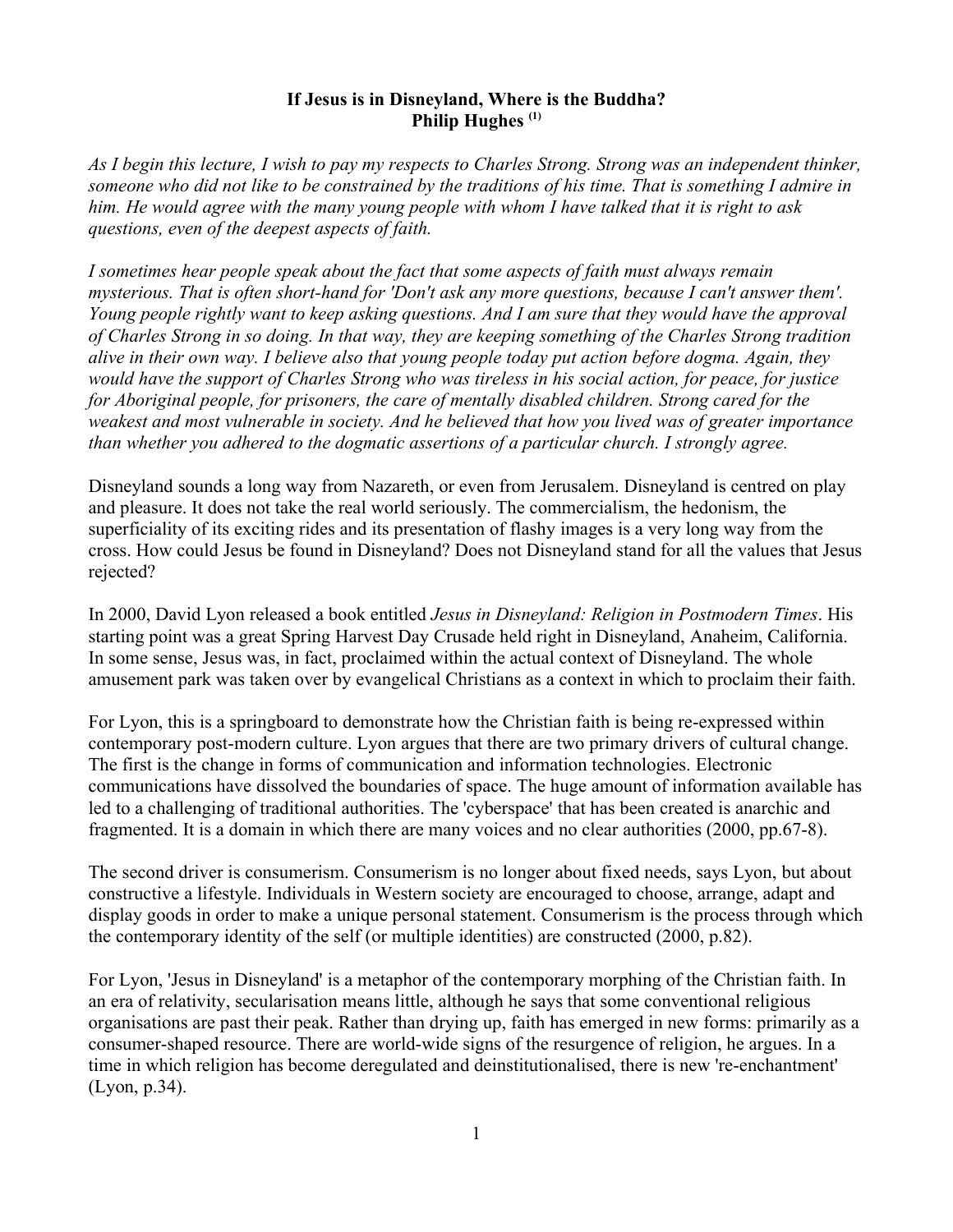# If Jesus is in Disneyland, Where is the Buddha?

**Philip Hughes [1]**

*As I begin this lecture, I wish to pay my respects to Charles Strong. Strong was an independent thinker, someone who did not like to be constrained by the traditions of his time. That is something I admire in him. He would agree with the many young people with whom I have talked that it is right to ask questions, even of the deepest aspects of faith.*

*I sometimes hear people speak about the fact that some aspects of faith must always remain mysterious. That is often short-hand for 'Don't ask any more questions, because I can't answer them'. Young people rightly want to keep asking questions. And I am sure that they would have the approval of Charles Strong in so doing. In that way, they are keeping something of the Charles Strong tradition alive in their own way. I believe also that young people today put action before dogma. Again, they would have the support of Charles Strong who was tireless in his social action, for peace, for justice for Aboriginal people, for prisoners, the care of mentally disabled children. Strong cared for the weakest and most vulnerable in society. And he believed that how you lived was of greater importance than whether you adhered to the dogmatic assertions of a particular church. I strongly agree.*

Disneyland sounds a long way from Nazareth, or even from Jerusalem. Disneyland is centred on play and pleasure. It does not take the real world seriously. The commercialism, the hedonism, the superficiality of its exciting rides and its presentation of flashy images is a very long way from the cross. How could Jesus be found in Disneyland? Does not Disneyland stand for all the values that Jesus rejected?

In 2000, David Lyon released a book entitled *Jesus in Disneyland: Religion in Postmodern Times*. His starting point was a great Spring Harvest Day Crusade held right in Disneyland, Anaheim, California. In some sense, Jesus was, in fact, proclaimed within the actual context of Disneyland. The whole amusement park was taken over by evangelical Christians as a context in which to proclaim their faith.

For Lyon, this is a springboard to demonstrate how the Christian faith is being re-expressed within contemporary post-modern culture. Lyon argues that there are two primary drivers of cultural change. The first is the change in forms of communication and information technologies. Electronic communications have dissolved the boundaries of space. The huge amount of information available has led to a challenging of traditional authorities. The 'cyberspace' that has been created is anarchic and fragmented. It is a domain in which there are many voices and no clear authorities (2000, pp.67-8).

The second driver is consumerism. Consumerism is no longer about fixed needs, says Lyon, but about constructive a lifestyle. Individuals in Western society are encouraged to choose, arrange, adapt and display goods in order to make a unique personal statement. Consumerism is the process through which the contemporary identity of the self (or multiple identities) are constructed (2000, p.82).

For Lyon, 'Jesus in Disneyland' is a metaphor of the contemporary morphing of the Christian faith. In an era of relativity, secularisation means little, although he says that some conventional religious organisations are past their peak. Rather than drying up, faith has emerged in new forms: primarily as a consumer-shaped resource. There are world-wide signs of the resurgence of religion, he argues. In a time in which religion has become deregulated and deinstitutionalised, there is new 're-enchantment' (Lyon, p.34).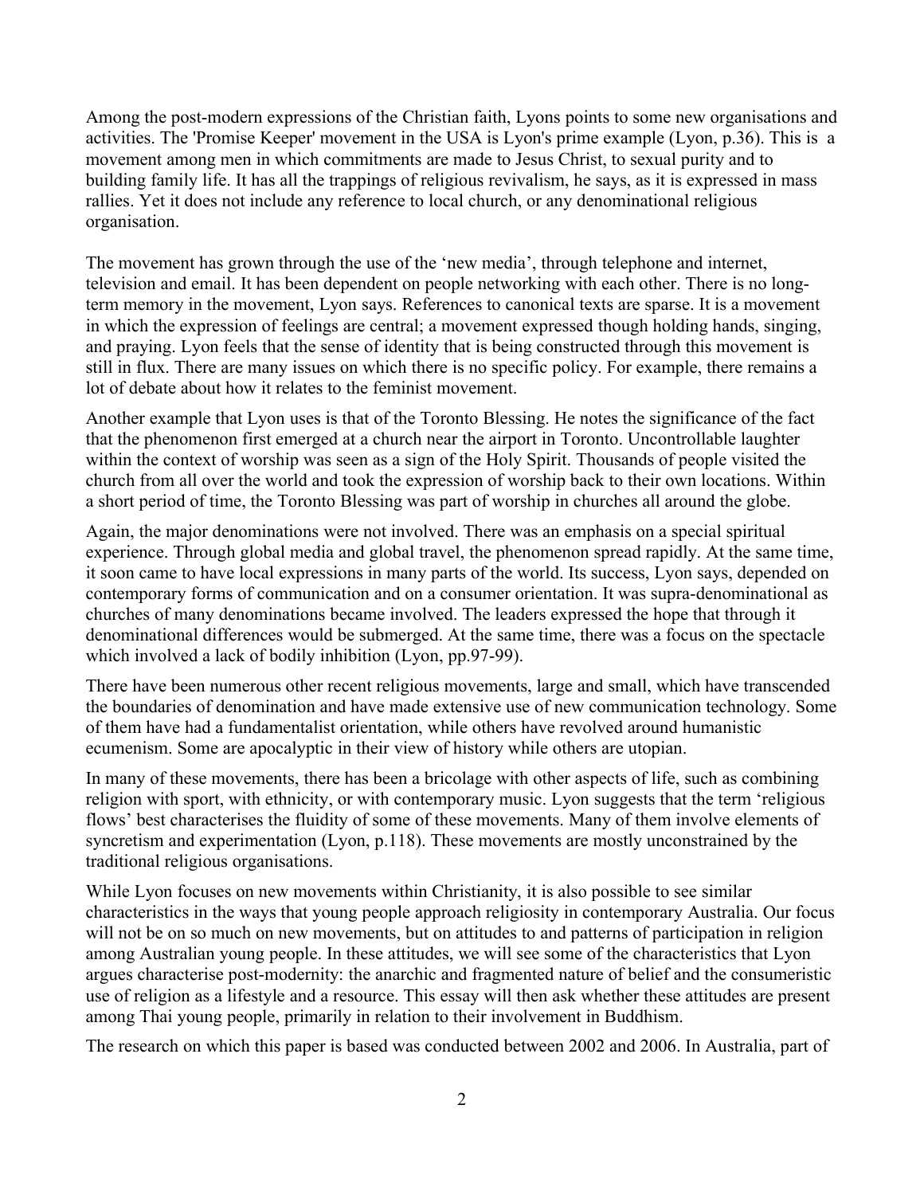Among the post-modern expressions of the Christian faith, Lyons points to some new organisations and activities. The 'Promise Keeper' movement in the USA is Lyon's prime example (Lyon, p.36). This is a movement among men in which commitments are made to Jesus Christ, to sexual purity and to building family life. It has all the trappings of religious revivalism, he says, as it is expressed in mass rallies. Yet it does not include any reference to local church, or any denominational religious organisation.

The movement has grown through the use of the 'new media', through telephone and internet, television and email. It has been dependent on people networking with each other. There is no long-term memory in the movement, Lyon says. References to canonical texts are sparse. It is a movement in which the expression of feelings are central; a movement expressed though holding hands, singing, and praying. Lyon feels that the sense of identity that is being constructed through this movement is still in flux. There are many issues on which there is no specific policy. For example, there remains a lot of debate about how it relates to the feminist movement.

Another example that Lyon uses is that of the Toronto Blessing. He notes the significance of the fact that the phenomenon first emerged at a church near the airport in Toronto. Uncontrollable laughter within the context of worship was seen as a sign of the Holy Spirit. Thousands of people visited the church from all over the world and took the expression of worship back to their own locations. Within a short period of time, the Toronto Blessing was part of worship in churches all around the globe.

Again, the major denominations were not involved. There was an emphasis on a special spiritual experience. Through global media and global travel, the phenomenon spread rapidly. At the same time, it soon came to have local expressions in many parts of the world. Its success, Lyon says, depended on contemporary forms of communication and on a consumer orientation. It was supra-denominational as churches of many denominations became involved. The leaders expressed the hope that through it denominational differences would be submerged. At the same time, there was a focus on the spectacle which involved a lack of bodily inhibition (Lyon, pp.97-99).

There have been numerous other recent religious movements, large and small, which have transcended the boundaries of denomination and have made extensive use of new communication technology. Some of them have had a fundamentalist orientation, while others have revolved around humanistic ecumenism. Some are apocalyptic in their view of history while others are utopian.

In many of these movements, there has been a bricolage with other aspects of life, such as combining religion with sport, with ethnicity, or with contemporary music. Lyon suggests that the term 'religious flows' best characterises the fluidity of some of these movements. Many of them involve elements of syncretism and experimentation (Lyon, p.118). These movements are mostly unconstrained by the traditional religious organisations.

While Lyon focuses on new movements within Christianity, it is also possible to see similar characteristics in the ways that young people approach religiosity in contemporary Australia. Our focus will not be on so much on new movements, but on attitudes to and patterns of participation in religion among Australian young people. In these attitudes, we will see some of the characteristics that Lyon argues characterise post-modernity: the anarchic and fragmented nature of belief and the consumeristic use of religion as a lifestyle and a resource. This essay will then ask whether these attitudes are present among Thai young people, primarily in relation to their involvement in Buddhism.

The research on which this paper is based was conducted between 2002 and 2006. In Australia, part of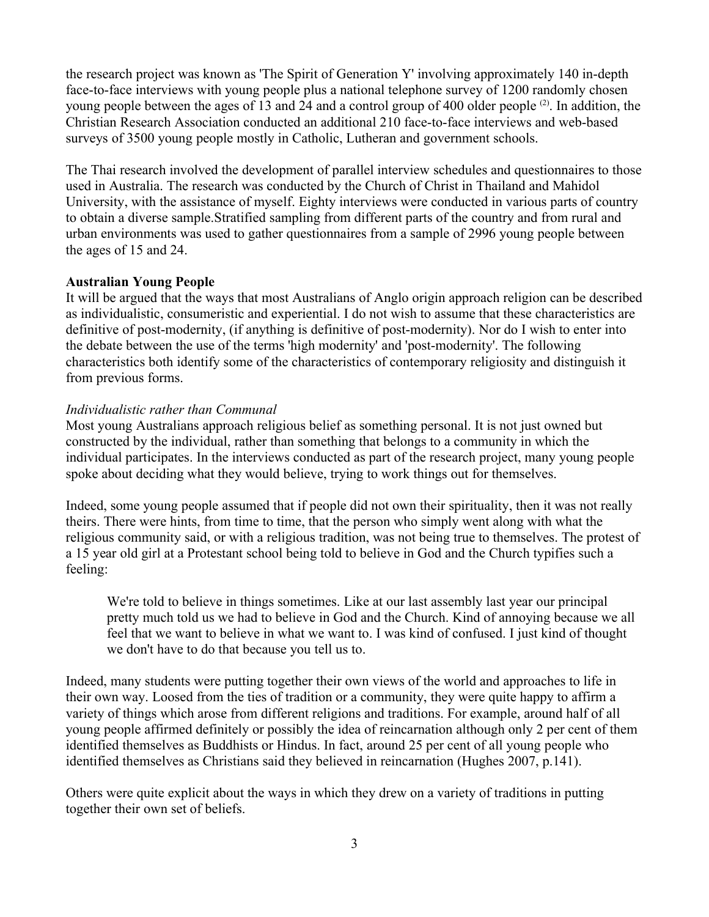the research project was known as 'The Spirit of Generation Y' involving approximately 140 in-depth face-to-face interviews with young people plus a national telephone survey of 1200 randomly chosen young people between the ages of 13 and 24 and a control group of 400 older people [(2)]. In addition, the Christian Research Association conducted an additional 210 face-to-face interviews and web-based surveys of 3500 young people mostly in Catholic, Lutheran and government schools.

The Thai research involved the development of parallel interview schedules and questionnaires to those used in Australia. The research was conducted by the Church of Christ in Thailand and Mahidol University, with the assistance of myself. Eighty interviews were conducted in various parts of country to obtain a diverse sample.Stratified sampling from different parts of the country and from rural and urban environments was used to gather questionnaires from a sample of 2996 young people between the ages of 15 and 24.

**Australian Young People**

It will be argued that the ways that most Australians of Anglo origin approach religion can be described as individualistic, consumeristic and experiential. I do not wish to assume that these characteristics are definitive of post-modernity, (if anything is definitive of post-modernity). Nor do I wish to enter into the debate between the use of the terms 'high modernity' and 'post-modernity'. The following characteristics both identify some of the characteristics of contemporary religiosity and distinguish it from previous forms.

*Individualistic rather than Communal*

Most young Australians approach religious belief as something personal. It is not just owned but constructed by the individual, rather than something that belongs to a community in which the individual participates. In the interviews conducted as part of the research project, many young people spoke about deciding what they would believe, trying to work things out for themselves.

Indeed, some young people assumed that if people did not own their spirituality, then it was not really theirs. There were hints, from time to time, that the person who simply went along with what the religious community said, or with a religious tradition, was not being true to themselves. The protest of a 15 year old girl at a Protestant school being told to believe in God and the Church typifies such a feeling:

> We're told to believe in things sometimes. Like at our last assembly last year our principal pretty much told us we had to believe in God and the Church. Kind of annoying because we all feel that we want to believe in what we want to. I was kind of confused. I just kind of thought we don't have to do that because you tell us to.

Indeed, many students were putting together their own views of the world and approaches to life in their own way. Loosed from the ties of tradition or a community, they were quite happy to affirm a variety of things which arose from different religions and traditions. For example, around half of all young people affirmed definitely or possibly the idea of reincarnation although only 2 per cent of them identified themselves as Buddhists or Hindus. In fact, around 25 per cent of all young people who identified themselves as Christians said they believed in reincarnation (Hughes 2007, p.141).

Others were quite explicit about the ways in which they drew on a variety of traditions in putting together their own set of beliefs.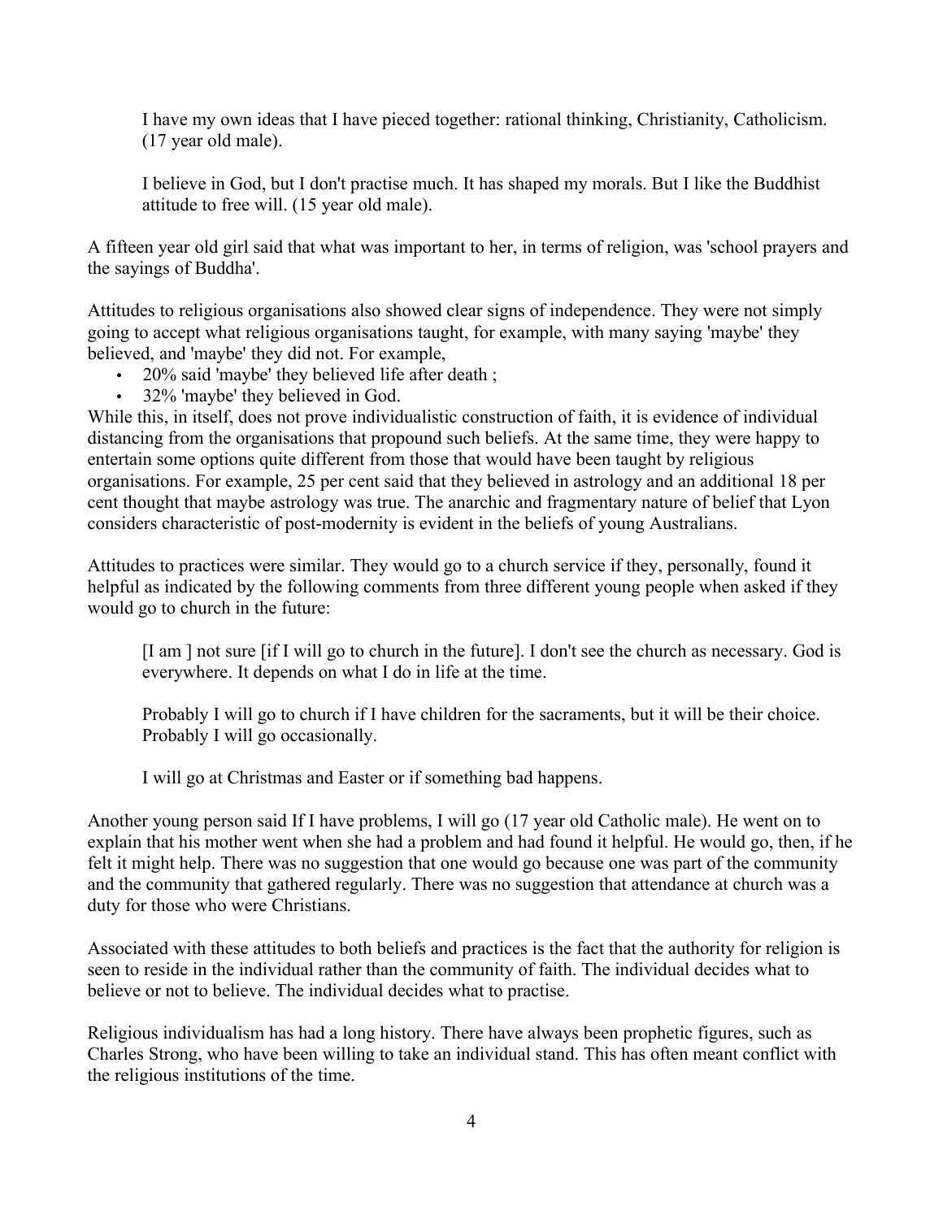> I have my own ideas that I have pieced together: rational thinking, Christianity, Catholicism. (17 year old male).

> I believe in God, but I don't practise much. It has shaped my morals. But I like the Buddhist attitude to free will. (15 year old male).

A fifteen year old girl said that what was important to her, in terms of religion, was 'school prayers and the sayings of Buddha'.

Attitudes to religious organisations also showed clear signs of independence. They were not simply going to accept what religious organisations taught, for example, with many saying 'maybe' they believed, and 'maybe' they did not. For example,

- 20% said 'maybe' they believed life after death ;
- 32% 'maybe' they believed in God.

While this, in itself, does not prove individualistic construction of faith, it is evidence of individual distancing from the organisations that propound such beliefs. At the same time, they were happy to entertain some options quite different from those that would have been taught by religious organisations. For example, 25 per cent said that they believed in astrology and an additional 18 per cent thought that maybe astrology was true. The anarchic and fragmentary nature of belief that Lyon considers characteristic of post-modernity is evident in the beliefs of young Australians.

Attitudes to practices were similar. They would go to a church service if they, personally, found it helpful as indicated by the following comments from three different young people when asked if they would go to church in the future:

> [I am ] not sure [if I will go to church in the future]. I don't see the church as necessary. God is everywhere. It depends on what I do in life at the time.

> Probably I will go to church if I have children for the sacraments, but it will be their choice. Probably I will go occasionally.

> I will go at Christmas and Easter or if something bad happens.

Another young person said If I have problems, I will go (17 year old Catholic male). He went on to explain that his mother went when she had a problem and had found it helpful. He would go, then, if he felt it might help. There was no suggestion that one would go because one was part of the community and the community that gathered regularly. There was no suggestion that attendance at church was a duty for those who were Christians.

Associated with these attitudes to both beliefs and practices is the fact that the authority for religion is seen to reside in the individual rather than the community of faith. The individual decides what to believe or not to believe. The individual decides what to practise.

Religious individualism has had a long history. There have always been prophetic figures, such as Charles Strong, who have been willing to take an individual stand. This has often meant conflict with the religious institutions of the time.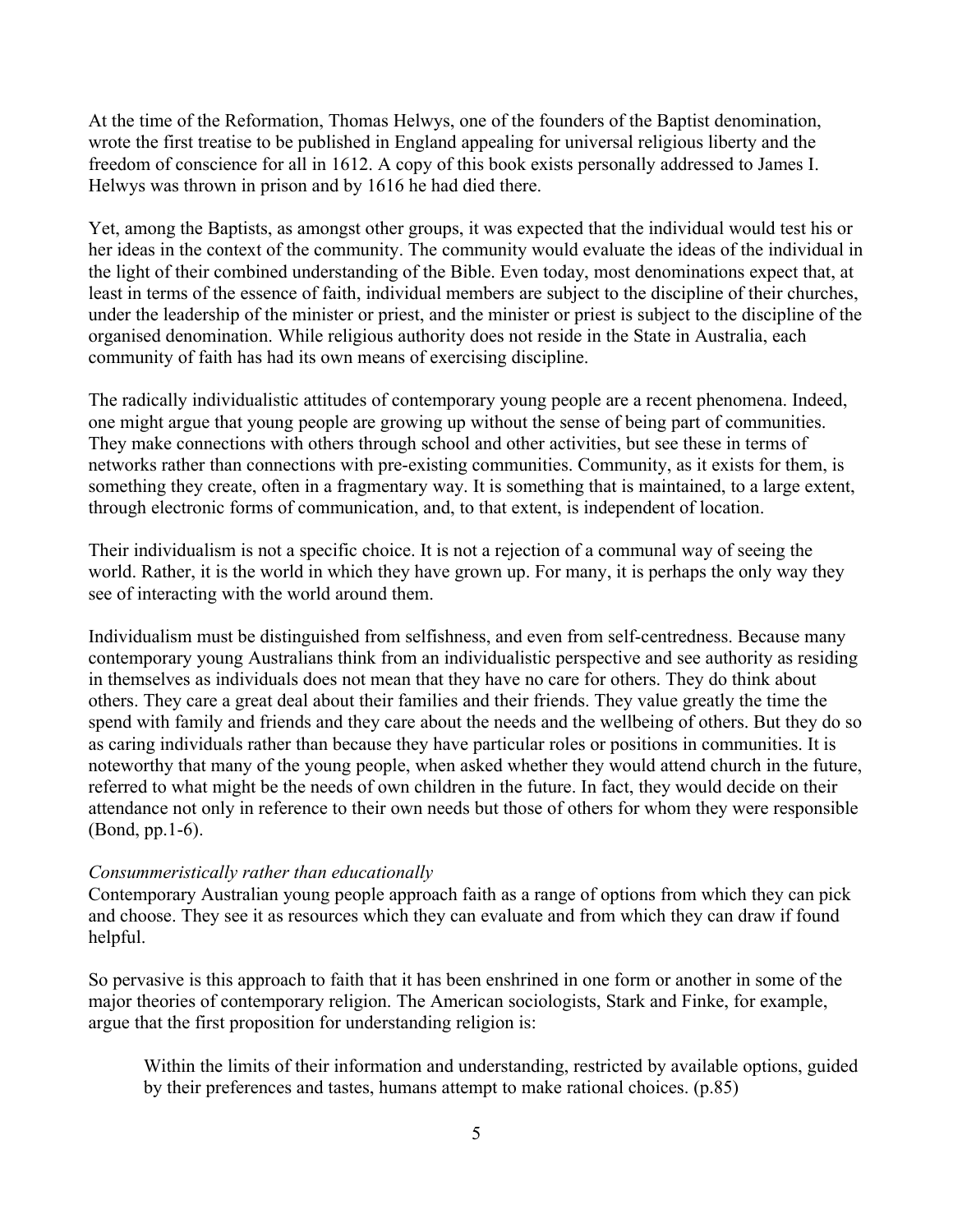At the time of the Reformation, Thomas Helwys, one of the founders of the Baptist denomination, wrote the first treatise to be published in England appealing for universal religious liberty and the freedom of conscience for all in 1612. A copy of this book exists personally addressed to James I. Helwys was thrown in prison and by 1616 he had died there.

Yet, among the Baptists, as amongst other groups, it was expected that the individual would test his or her ideas in the context of the community. The community would evaluate the ideas of the individual in the light of their combined understanding of the Bible. Even today, most denominations expect that, at least in terms of the essence of faith, individual members are subject to the discipline of their churches, under the leadership of the minister or priest, and the minister or priest is subject to the discipline of the organised denomination. While religious authority does not reside in the State in Australia, each community of faith has had its own means of exercising discipline.

The radically individualistic attitudes of contemporary young people are a recent phenomena. Indeed, one might argue that young people are growing up without the sense of being part of communities. They make connections with others through school and other activities, but see these in terms of networks rather than connections with pre-existing communities. Community, as it exists for them, is something they create, often in a fragmentary way. It is something that is maintained, to a large extent, through electronic forms of communication, and, to that extent, is independent of location.

Their individualism is not a specific choice. It is not a rejection of a communal way of seeing the world. Rather, it is the world in which they have grown up. For many, it is perhaps the only way they see of interacting with the world around them.

Individualism must be distinguished from selfishness, and even from self-centredness. Because many contemporary young Australians think from an individualistic perspective and see authority as residing in themselves as individuals does not mean that they have no care for others. They do think about others. They care a great deal about their families and their friends. They value greatly the time the spend with family and friends and they care about the needs and the wellbeing of others. But they do so as caring individuals rather than because they have particular roles or positions in communities. It is noteworthy that many of the young people, when asked whether they would attend church in the future, referred to what might be the needs of own children in the future. In fact, they would decide on their attendance not only in reference to their own needs but those of others for whom they were responsible (Bond, pp.1-6).

*Consummeristically rather than educationally*

Contemporary Australian young people approach faith as a range of options from which they can pick and choose. They see it as resources which they can evaluate and from which they can draw if found helpful.

So pervasive is this approach to faith that it has been enshrined in one form or another in some of the major theories of contemporary religion. The American sociologists, Stark and Finke, for example, argue that the first proposition for understanding religion is:

> Within the limits of their information and understanding, restricted by available options, guided by their preferences and tastes, humans attempt to make rational choices. (p.85)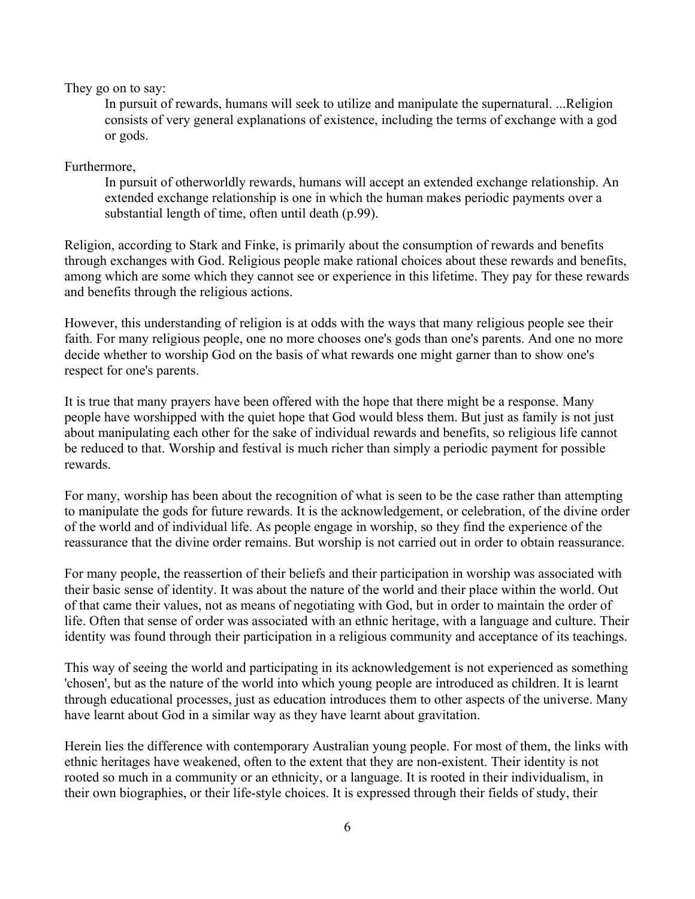They go on to say:

> In pursuit of rewards, humans will seek to utilize and manipulate the supernatural. ...Religion consists of very general explanations of existence, including the terms of exchange with a god or gods.

Furthermore,

> In pursuit of otherworldly rewards, humans will accept an extended exchange relationship. An extended exchange relationship is one in which the human makes periodic payments over a substantial length of time, often until death (p.99).

Religion, according to Stark and Finke, is primarily about the consumption of rewards and benefits through exchanges with God. Religious people make rational choices about these rewards and benefits, among which are some which they cannot see or experience in this lifetime. They pay for these rewards and benefits through the religious actions.

However, this understanding of religion is at odds with the ways that many religious people see their faith. For many religious people, one no more chooses one's gods than one's parents. And one no more decide whether to worship God on the basis of what rewards one might garner than to show one's respect for one's parents.

It is true that many prayers have been offered with the hope that there might be a response. Many people have worshipped with the quiet hope that God would bless them. But just as family is not just about manipulating each other for the sake of individual rewards and benefits, so religious life cannot be reduced to that. Worship and festival is much richer than simply a periodic payment for possible rewards.

For many, worship has been about the recognition of what is seen to be the case rather than attempting to manipulate the gods for future rewards. It is the acknowledgement, or celebration, of the divine order of the world and of individual life. As people engage in worship, so they find the experience of the reassurance that the divine order remains. But worship is not carried out in order to obtain reassurance.

For many people, the reassertion of their beliefs and their participation in worship was associated with their basic sense of identity. It was about the nature of the world and their place within the world. Out of that came their values, not as means of negotiating with God, but in order to maintain the order of life. Often that sense of order was associated with an ethnic heritage, with a language and culture. Their identity was found through their participation in a religious community and acceptance of its teachings.

This way of seeing the world and participating in its acknowledgement is not experienced as something 'chosen', but as the nature of the world into which young people are introduced as children. It is learnt through educational processes, just as education introduces them to other aspects of the universe. Many have learnt about God in a similar way as they have learnt about gravitation.

Herein lies the difference with contemporary Australian young people. For most of them, the links with ethnic heritages have weakened, often to the extent that they are non-existent. Their identity is not rooted so much in a community or an ethnicity, or a language. It is rooted in their individualism, in their own biographies, or their life-style choices. It is expressed through their fields of study, their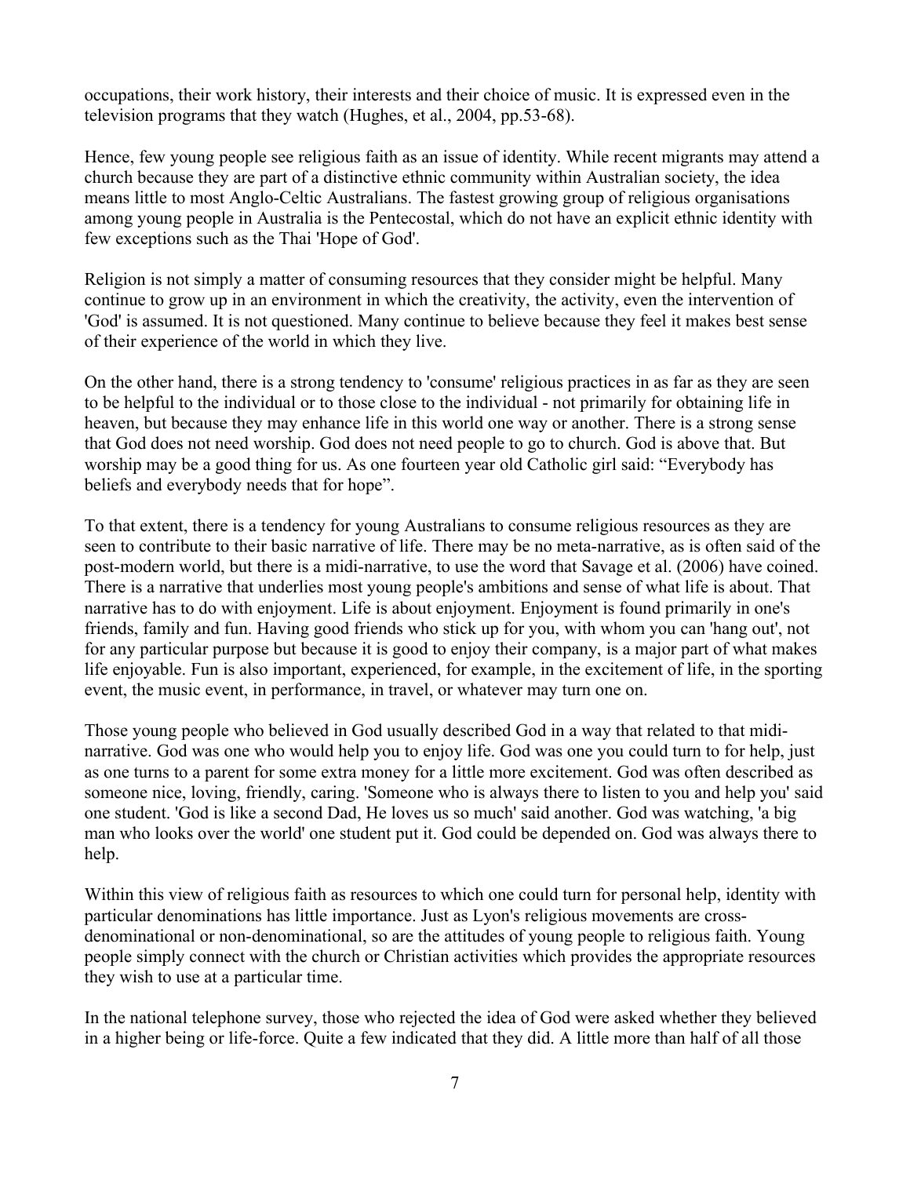occupations, their work history, their interests and their choice of music. It is expressed even in the television programs that they watch (Hughes, et al., 2004, pp.53-68).

Hence, few young people see religious faith as an issue of identity. While recent migrants may attend a church because they are part of a distinctive ethnic community within Australian society, the idea means little to most Anglo-Celtic Australians. The fastest growing group of religious organisations among young people in Australia is the Pentecostal, which do not have an explicit ethnic identity with few exceptions such as the Thai 'Hope of God'.

Religion is not simply a matter of consuming resources that they consider might be helpful. Many continue to grow up in an environment in which the creativity, the activity, even the intervention of 'God' is assumed. It is not questioned. Many continue to believe because they feel it makes best sense of their experience of the world in which they live.

On the other hand, there is a strong tendency to 'consume' religious practices in as far as they are seen to be helpful to the individual or to those close to the individual - not primarily for obtaining life in heaven, but because they may enhance life in this world one way or another. There is a strong sense that God does not need worship. God does not need people to go to church. God is above that. But worship may be a good thing for us. As one fourteen year old Catholic girl said: "Everybody has beliefs and everybody needs that for hope".

To that extent, there is a tendency for young Australians to consume religious resources as they are seen to contribute to their basic narrative of life. There may be no meta-narrative, as is often said of the post-modern world, but there is a midi-narrative, to use the word that Savage et al. (2006) have coined. There is a narrative that underlies most young people's ambitions and sense of what life is about. That narrative has to do with enjoyment. Life is about enjoyment. Enjoyment is found primarily in one's friends, family and fun. Having good friends who stick up for you, with whom you can 'hang out', not for any particular purpose but because it is good to enjoy their company, is a major part of what makes life enjoyable. Fun is also important, experienced, for example, in the excitement of life, in the sporting event, the music event, in performance, in travel, or whatever may turn one on.

Those young people who believed in God usually described God in a way that related to that midi-narrative. God was one who would help you to enjoy life. God was one you could turn to for help, just as one turns to a parent for some extra money for a little more excitement. God was often described as someone nice, loving, friendly, caring. 'Someone who is always there to listen to you and help you' said one student. 'God is like a second Dad, He loves us so much' said another. God was watching, 'a big man who looks over the world' one student put it. God could be depended on. God was always there to help.

Within this view of religious faith as resources to which one could turn for personal help, identity with particular denominations has little importance. Just as Lyon's religious movements are cross-denominational or non-denominational, so are the attitudes of young people to religious faith. Young people simply connect with the church or Christian activities which provides the appropriate resources they wish to use at a particular time.

In the national telephone survey, those who rejected the idea of God were asked whether they believed in a higher being or life-force. Quite a few indicated that they did. A little more than half of all those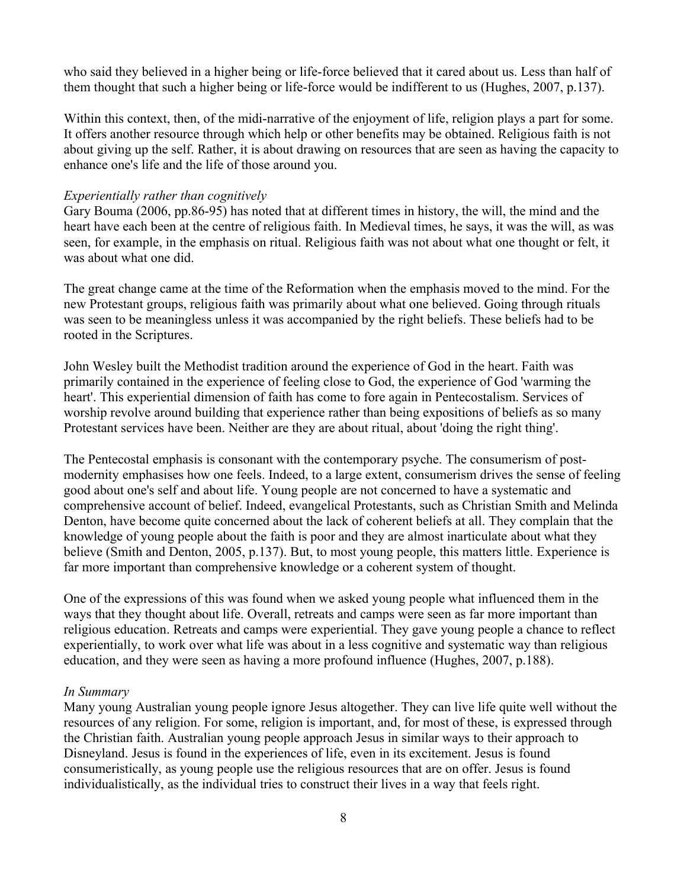who said they believed in a higher being or life-force believed that it cared about us. Less than half of them thought that such a higher being or life-force would be indifferent to us (Hughes, 2007, p.137).

Within this context, then, of the midi-narrative of the enjoyment of life, religion plays a part for some. It offers another resource through which help or other benefits may be obtained. Religious faith is not about giving up the self. Rather, it is about drawing on resources that are seen as having the capacity to enhance one's life and the life of those around you.

*Experientially rather than cognitively*

Gary Bouma (2006, pp.86-95) has noted that at different times in history, the will, the mind and the heart have each been at the centre of religious faith. In Medieval times, he says, it was the will, as was seen, for example, in the emphasis on ritual. Religious faith was not about what one thought or felt, it was about what one did.

The great change came at the time of the Reformation when the emphasis moved to the mind. For the new Protestant groups, religious faith was primarily about what one believed. Going through rituals was seen to be meaningless unless it was accompanied by the right beliefs. These beliefs had to be rooted in the Scriptures.

John Wesley built the Methodist tradition around the experience of God in the heart. Faith was primarily contained in the experience of feeling close to God, the experience of God 'warming the heart'. This experiential dimension of faith has come to fore again in Pentecostalism. Services of worship revolve around building that experience rather than being expositions of beliefs as so many Protestant services have been. Neither are they are about ritual, about 'doing the right thing'.

The Pentecostal emphasis is consonant with the contemporary psyche. The consumerism of post-modernity emphasises how one feels. Indeed, to a large extent, consumerism drives the sense of feeling good about one's self and about life. Young people are not concerned to have a systematic and comprehensive account of belief. Indeed, evangelical Protestants, such as Christian Smith and Melinda Denton, have become quite concerned about the lack of coherent beliefs at all. They complain that the knowledge of young people about the faith is poor and they are almost inarticulate about what they believe (Smith and Denton, 2005, p.137). But, to most young people, this matters little. Experience is far more important than comprehensive knowledge or a coherent system of thought.

One of the expressions of this was found when we asked young people what influenced them in the ways that they thought about life. Overall, retreats and camps were seen as far more important than religious education. Retreats and camps were experiential. They gave young people a chance to reflect experientially, to work over what life was about in a less cognitive and systematic way than religious education, and they were seen as having a more profound influence (Hughes, 2007, p.188).

*In Summary*

Many young Australian young people ignore Jesus altogether. They can live life quite well without the resources of any religion. For some, religion is important, and, for most of these, is expressed through the Christian faith. Australian young people approach Jesus in similar ways to their approach to Disneyland. Jesus is found in the experiences of life, even in its excitement. Jesus is found consumeristically, as young people use the religious resources that are on offer. Jesus is found individualistically, as the individual tries to construct their lives in a way that feels right.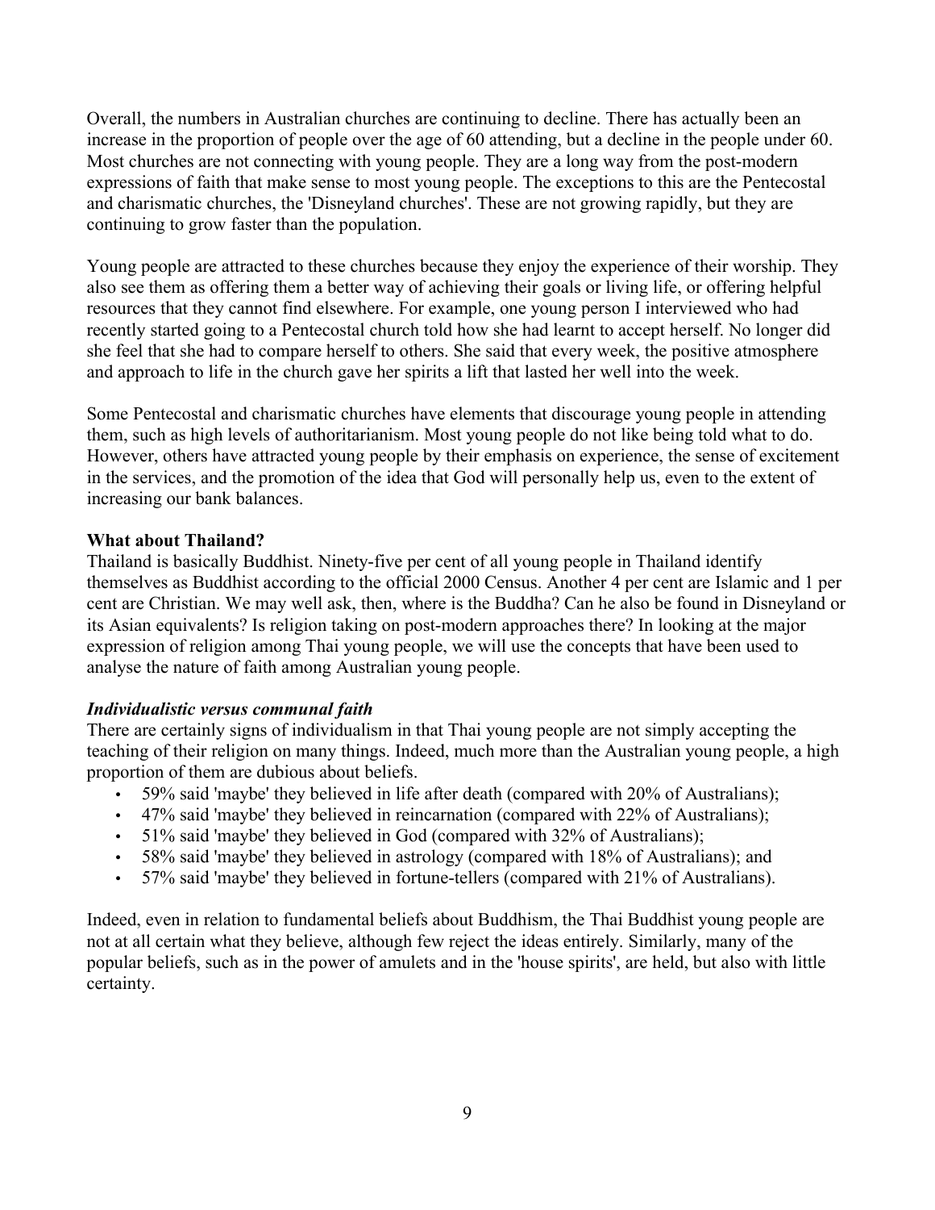Overall, the numbers in Australian churches are continuing to decline. There has actually been an increase in the proportion of people over the age of 60 attending, but a decline in the people under 60. Most churches are not connecting with young people. They are a long way from the post-modern expressions of faith that make sense to most young people. The exceptions to this are the Pentecostal and charismatic churches, the 'Disneyland churches'. These are not growing rapidly, but they are continuing to grow faster than the population.

Young people are attracted to these churches because they enjoy the experience of their worship. They also see them as offering them a better way of achieving their goals or living life, or offering helpful resources that they cannot find elsewhere. For example, one young person I interviewed who had recently started going to a Pentecostal church told how she had learnt to accept herself. No longer did she feel that she had to compare herself to others. She said that every week, the positive atmosphere and approach to life in the church gave her spirits a lift that lasted her well into the week.

Some Pentecostal and charismatic churches have elements that discourage young people in attending them, such as high levels of authoritarianism. Most young people do not like being told what to do. However, others have attracted young people by their emphasis on experience, the sense of excitement in the services, and the promotion of the idea that God will personally help us, even to the extent of increasing our bank balances.

**What about Thailand?**

Thailand is basically Buddhist. Ninety-five per cent of all young people in Thailand identify themselves as Buddhist according to the official 2000 Census. Another 4 per cent are Islamic and 1 per cent are Christian. We may well ask, then, where is the Buddha? Can he also be found in Disneyland or its Asian equivalents? Is religion taking on post-modern approaches there? In looking at the major expression of religion among Thai young people, we will use the concepts that have been used to analyse the nature of faith among Australian young people.

***Individualistic versus communal faith***

There are certainly signs of individualism in that Thai young people are not simply accepting the teaching of their religion on many things. Indeed, much more than the Australian young people, a high proportion of them are dubious about beliefs.

- 59% said 'maybe' they believed in life after death (compared with 20% of Australians);
- 47% said 'maybe' they believed in reincarnation (compared with 22% of Australians);
- 51% said 'maybe' they believed in God (compared with 32% of Australians);
- 58% said 'maybe' they believed in astrology (compared with 18% of Australians); and
- 57% said 'maybe' they believed in fortune-tellers (compared with 21% of Australians).

Indeed, even in relation to fundamental beliefs about Buddhism, the Thai Buddhist young people are not at all certain what they believe, although few reject the ideas entirely. Similarly, many of the popular beliefs, such as in the power of amulets and in the 'house spirits', are held, but also with little certainty.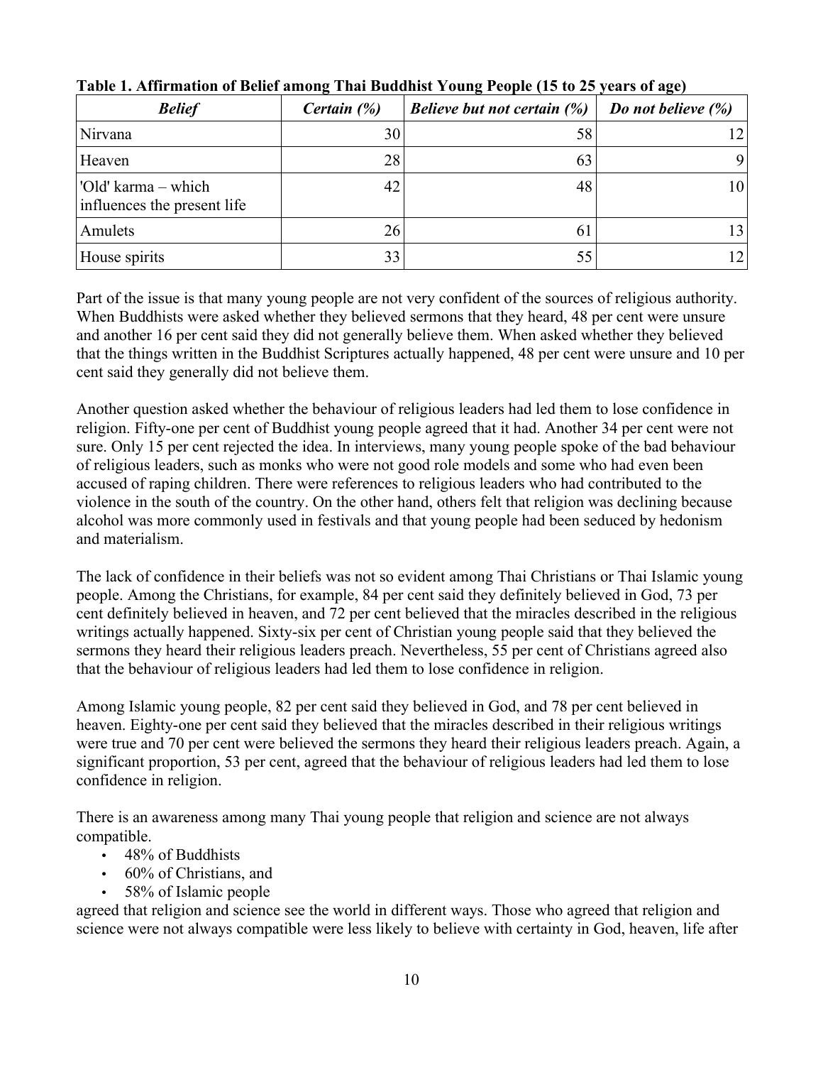**Table 1. Affirmation of Belief among Thai Buddhist Young People (15 to 25 years of age)**

| *Belief* | *Certain (%)* | *Believe but not certain (%)* | *Do not believe (%)* |
|---|---|---|---|
| Nirvana | 30 | 58 | 12 |
| Heaven | 28 | 63 | 9 |
| 'Old' karma – which influences the present life | 42 | 48 | 10 |
| Amulets | 26 | 61 | 13 |
| House spirits | 33 | 55 | 12 |

Part of the issue is that many young people are not very confident of the sources of religious authority. When Buddhists were asked whether they believed sermons that they heard, 48 per cent were unsure and another 16 per cent said they did not generally believe them. When asked whether they believed that the things written in the Buddhist Scriptures actually happened, 48 per cent were unsure and 10 per cent said they generally did not believe them.

Another question asked whether the behaviour of religious leaders had led them to lose confidence in religion. Fifty-one per cent of Buddhist young people agreed that it had. Another 34 per cent were not sure. Only 15 per cent rejected the idea. In interviews, many young people spoke of the bad behaviour of religious leaders, such as monks who were not good role models and some who had even been accused of raping children. There were references to religious leaders who had contributed to the violence in the south of the country. On the other hand, others felt that religion was declining because alcohol was more commonly used in festivals and that young people had been seduced by hedonism and materialism.

The lack of confidence in their beliefs was not so evident among Thai Christians or Thai Islamic young people. Among the Christians, for example, 84 per cent said they definitely believed in God, 73 per cent definitely believed in heaven, and 72 per cent believed that the miracles described in the religious writings actually happened. Sixty-six per cent of Christian young people said that they believed the sermons they heard their religious leaders preach. Nevertheless, 55 per cent of Christians agreed also that the behaviour of religious leaders had led them to lose confidence in religion.

Among Islamic young people, 82 per cent said they believed in God, and 78 per cent believed in heaven. Eighty-one per cent said they believed that the miracles described in their religious writings were true and 70 per cent were believed the sermons they heard their religious leaders preach. Again, a significant proportion, 53 per cent, agreed that the behaviour of religious leaders had led them to lose confidence in religion.

There is an awareness among many Thai young people that religion and science are not always compatible.

- 48% of Buddhists
- 60% of Christians, and
- 58% of Islamic people

agreed that religion and science see the world in different ways. Those who agreed that religion and science were not always compatible were less likely to believe with certainty in God, heaven, life after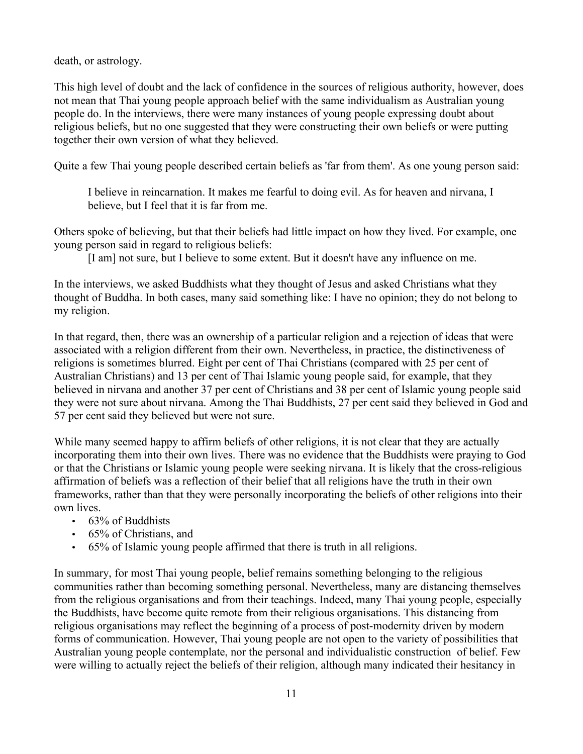death, or astrology.

This high level of doubt and the lack of confidence in the sources of religious authority, however, does not mean that Thai young people approach belief with the same individualism as Australian young people do. In the interviews, there were many instances of young people expressing doubt about religious beliefs, but no one suggested that they were constructing their own beliefs or were putting together their own version of what they believed.

Quite a few Thai young people described certain beliefs as 'far from them'. As one young person said:

> I believe in reincarnation. It makes me fearful to doing evil. As for heaven and nirvana, I believe, but I feel that it is far from me.

Others spoke of believing, but that their beliefs had little impact on how they lived. For example, one young person said in regard to religious beliefs:

> [I am] not sure, but I believe to some extent. But it doesn't have any influence on me.

In the interviews, we asked Buddhists what they thought of Jesus and asked Christians what they thought of Buddha. In both cases, many said something like: I have no opinion; they do not belong to my religion.

In that regard, then, there was an ownership of a particular religion and a rejection of ideas that were associated with a religion different from their own. Nevertheless, in practice, the distinctiveness of religions is sometimes blurred. Eight per cent of Thai Christians (compared with 25 per cent of Australian Christians) and 13 per cent of Thai Islamic young people said, for example, that they believed in nirvana and another 37 per cent of Christians and 38 per cent of Islamic young people said they were not sure about nirvana. Among the Thai Buddhists, 27 per cent said they believed in God and 57 per cent said they believed but were not sure.

While many seemed happy to affirm beliefs of other religions, it is not clear that they are actually incorporating them into their own lives. There was no evidence that the Buddhists were praying to God or that the Christians or Islamic young people were seeking nirvana. It is likely that the cross-religious affirmation of beliefs was a reflection of their belief that all religions have the truth in their own frameworks, rather than that they were personally incorporating the beliefs of other religions into their own lives.

- 63% of Buddhists
- 65% of Christians, and
- 65% of Islamic young people affirmed that there is truth in all religions.

In summary, for most Thai young people, belief remains something belonging to the religious communities rather than becoming something personal. Nevertheless, many are distancing themselves from the religious organisations and from their teachings. Indeed, many Thai young people, especially the Buddhists, have become quite remote from their religious organisations. This distancing from religious organisations may reflect the beginning of a process of post-modernity driven by modern forms of communication. However, Thai young people are not open to the variety of possibilities that Australian young people contemplate, nor the personal and individualistic construction of belief. Few were willing to actually reject the beliefs of their religion, although many indicated their hesitancy in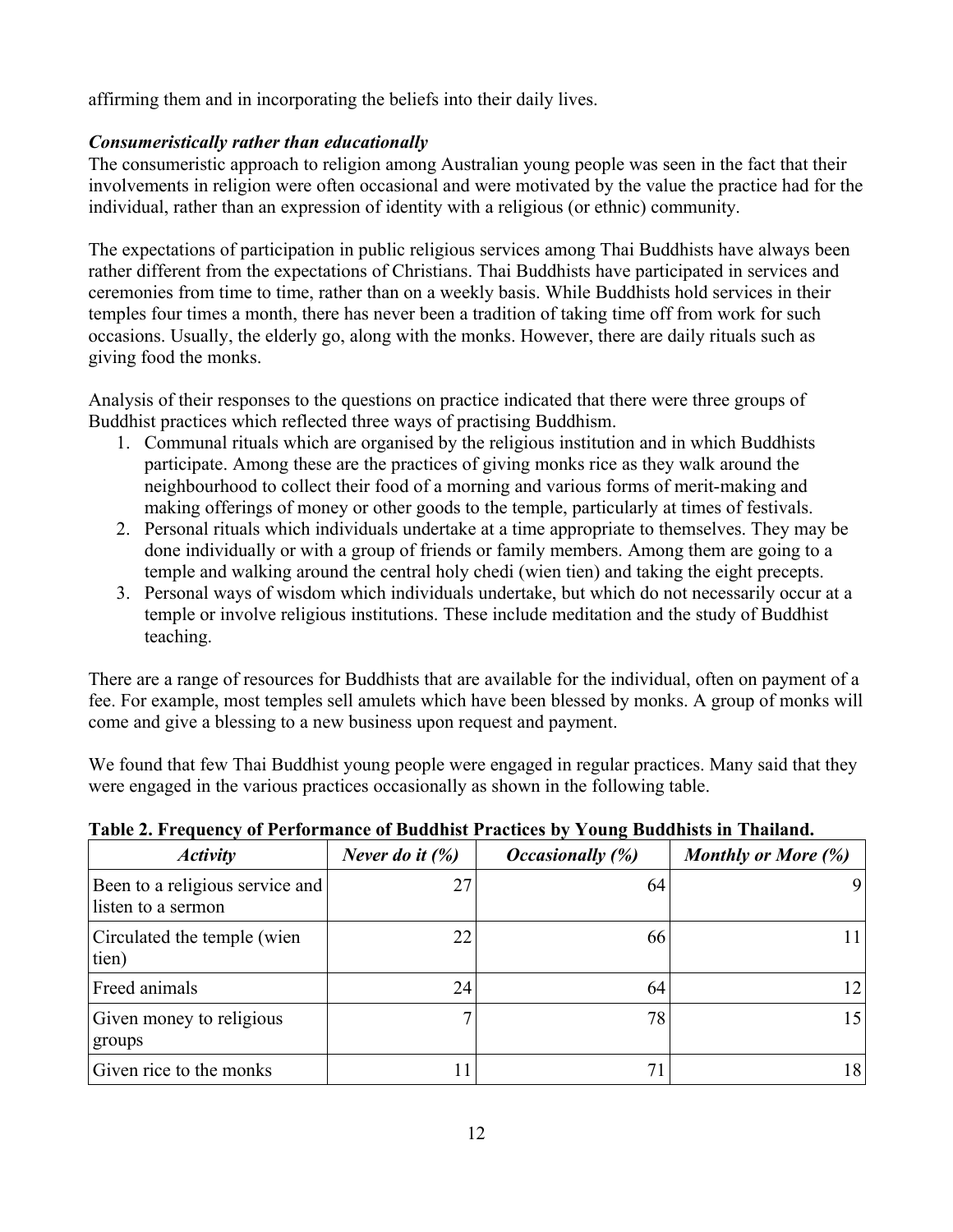affirming them and in incorporating the beliefs into their daily lives.

### *Consumeristically rather than educationally*

The consumeristic approach to religion among Australian young people was seen in the fact that their involvements in religion were often occasional and were motivated by the value the practice had for the individual, rather than an expression of identity with a religious (or ethnic) community.

The expectations of participation in public religious services among Thai Buddhists have always been rather different from the expectations of Christians. Thai Buddhists have participated in services and ceremonies from time to time, rather than on a weekly basis. While Buddhists hold services in their temples four times a month, there has never been a tradition of taking time off from work for such occasions. Usually, the elderly go, along with the monks. However, there are daily rituals such as giving food the monks.

Analysis of their responses to the questions on practice indicated that there were three groups of Buddhist practices which reflected three ways of practising Buddhism.

1. Communal rituals which are organised by the religious institution and in which Buddhists participate. Among these are the practices of giving monks rice as they walk around the neighbourhood to collect their food of a morning and various forms of merit-making and making offerings of money or other goods to the temple, particularly at times of festivals.
2. Personal rituals which individuals undertake at a time appropriate to themselves. They may be done individually or with a group of friends or family members. Among them are going to a temple and walking around the central holy chedi (wien tien) and taking the eight precepts.
3. Personal ways of wisdom which individuals undertake, but which do not necessarily occur at a temple or involve religious institutions. These include meditation and the study of Buddhist teaching.

There are a range of resources for Buddhists that are available for the individual, often on payment of a fee. For example, most temples sell amulets which have been blessed by monks. A group of monks will come and give a blessing to a new business upon request and payment.

We found that few Thai Buddhist young people were engaged in regular practices. Many said that they were engaged in the various practices occasionally as shown in the following table.

**Table 2. Frequency of Performance of Buddhist Practices by Young Buddhists in Thailand.**

| *Activity* | *Never do it (%)* | *Occasionally (%)* | *Monthly or More (%)* |
|---|---|---|---|
| Been to a religious service and listen to a sermon | 27 | 64 | 9 |
| Circulated the temple (wien tien) | 22 | 66 | 11 |
| Freed animals | 24 | 64 | 12 |
| Given money to religious groups | 7 | 78 | 15 |
| Given rice to the monks | 11 | 71 | 18 |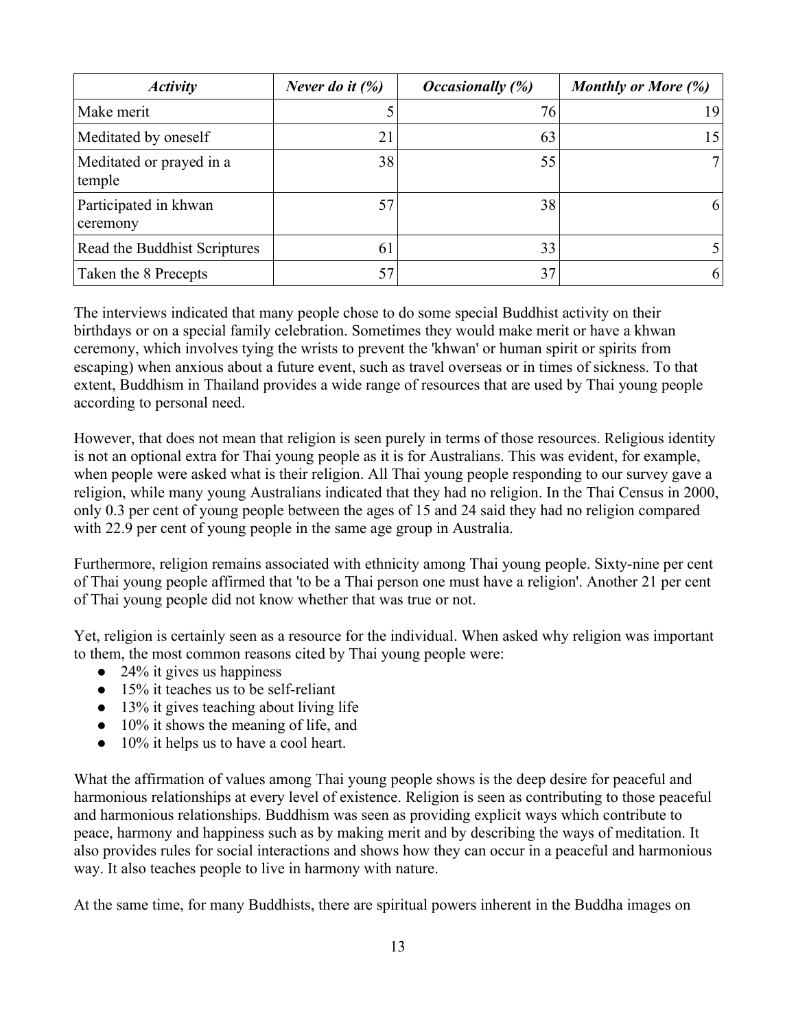| *Activity* | *Never do it (%)* | *Occasionally (%)* | *Monthly or More (%)* |
|---|---|---|---|
| Make merit | 5 | 76 | 19 |
| Meditated by oneself | 21 | 63 | 15 |
| Meditated or prayed in a temple | 38 | 55 | 7 |
| Participated in khwan ceremony | 57 | 38 | 6 |
| Read the Buddhist Scriptures | 61 | 33 | 5 |
| Taken the 8 Precepts | 57 | 37 | 6 |

The interviews indicated that many people chose to do some special Buddhist activity on their birthdays or on a special family celebration. Sometimes they would make merit or have a khwan ceremony, which involves tying the wrists to prevent the 'khwan' or human spirit or spirits from escaping) when anxious about a future event, such as travel overseas or in times of sickness. To that extent, Buddhism in Thailand provides a wide range of resources that are used by Thai young people according to personal need.

However, that does not mean that religion is seen purely in terms of those resources. Religious identity is not an optional extra for Thai young people as it is for Australians. This was evident, for example, when people were asked what is their religion. All Thai young people responding to our survey gave a religion, while many young Australians indicated that they had no religion. In the Thai Census in 2000, only 0.3 per cent of young people between the ages of 15 and 24 said they had no religion compared with 22.9 per cent of young people in the same age group in Australia.

Furthermore, religion remains associated with ethnicity among Thai young people. Sixty-nine per cent of Thai young people affirmed that 'to be a Thai person one must have a religion'. Another 21 per cent of Thai young people did not know whether that was true or not.

Yet, religion is certainly seen as a resource for the individual. When asked why religion was important to them, the most common reasons cited by Thai young people were:

- 24% it gives us happiness
- 15% it teaches us to be self-reliant
- 13% it gives teaching about living life
- 10% it shows the meaning of life, and
- 10% it helps us to have a cool heart.

What the affirmation of values among Thai young people shows is the deep desire for peaceful and harmonious relationships at every level of existence. Religion is seen as contributing to those peaceful and harmonious relationships. Buddhism was seen as providing explicit ways which contribute to peace, harmony and happiness such as by making merit and by describing the ways of meditation. It also provides rules for social interactions and shows how they can occur in a peaceful and harmonious way. It also teaches people to live in harmony with nature.

At the same time, for many Buddhists, there are spiritual powers inherent in the Buddha images on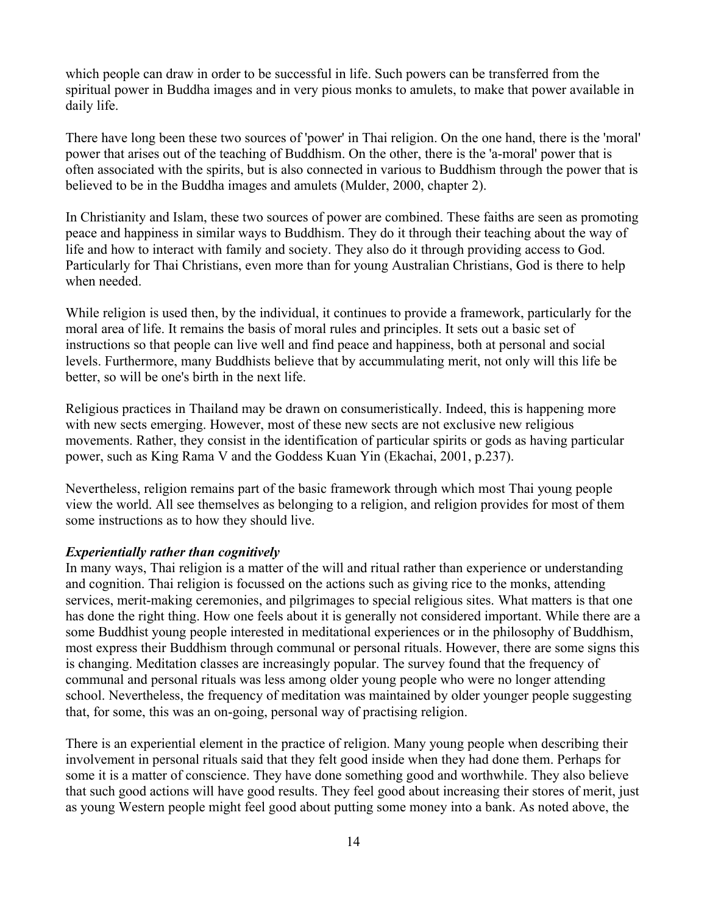which people can draw in order to be successful in life. Such powers can be transferred from the spiritual power in Buddha images and in very pious monks to amulets, to make that power available in daily life.

There have long been these two sources of 'power' in Thai religion. On the one hand, there is the 'moral' power that arises out of the teaching of Buddhism. On the other, there is the 'a-moral' power that is often associated with the spirits, but is also connected in various to Buddhism through the power that is believed to be in the Buddha images and amulets (Mulder, 2000, chapter 2).

In Christianity and Islam, these two sources of power are combined. These faiths are seen as promoting peace and happiness in similar ways to Buddhism. They do it through their teaching about the way of life and how to interact with family and society. They also do it through providing access to God. Particularly for Thai Christians, even more than for young Australian Christians, God is there to help when needed.

While religion is used then, by the individual, it continues to provide a framework, particularly for the moral area of life. It remains the basis of moral rules and principles. It sets out a basic set of instructions so that people can live well and find peace and happiness, both at personal and social levels. Furthermore, many Buddhists believe that by accummulating merit, not only will this life be better, so will be one's birth in the next life.

Religious practices in Thailand may be drawn on consumeristically. Indeed, this is happening more with new sects emerging. However, most of these new sects are not exclusive new religious movements. Rather, they consist in the identification of particular spirits or gods as having particular power, such as King Rama V and the Goddess Kuan Yin (Ekachai, 2001, p.237).

Nevertheless, religion remains part of the basic framework through which most Thai young people view the world. All see themselves as belonging to a religion, and religion provides for most of them some instructions as to how they should live.

***Experientially rather than cognitively***

In many ways, Thai religion is a matter of the will and ritual rather than experience or understanding and cognition. Thai religion is focussed on the actions such as giving rice to the monks, attending services, merit-making ceremonies, and pilgrimages to special religious sites. What matters is that one has done the right thing. How one feels about it is generally not considered important. While there are a some Buddhist young people interested in meditational experiences or in the philosophy of Buddhism, most express their Buddhism through communal or personal rituals. However, there are some signs this is changing. Meditation classes are increasingly popular. The survey found that the frequency of communal and personal rituals was less among older young people who were no longer attending school. Nevertheless, the frequency of meditation was maintained by older younger people suggesting that, for some, this was an on-going, personal way of practising religion.

There is an experiential element in the practice of religion. Many young people when describing their involvement in personal rituals said that they felt good inside when they had done them. Perhaps for some it is a matter of conscience. They have done something good and worthwhile. They also believe that such good actions will have good results. They feel good about increasing their stores of merit, just as young Western people might feel good about putting some money into a bank. As noted above, the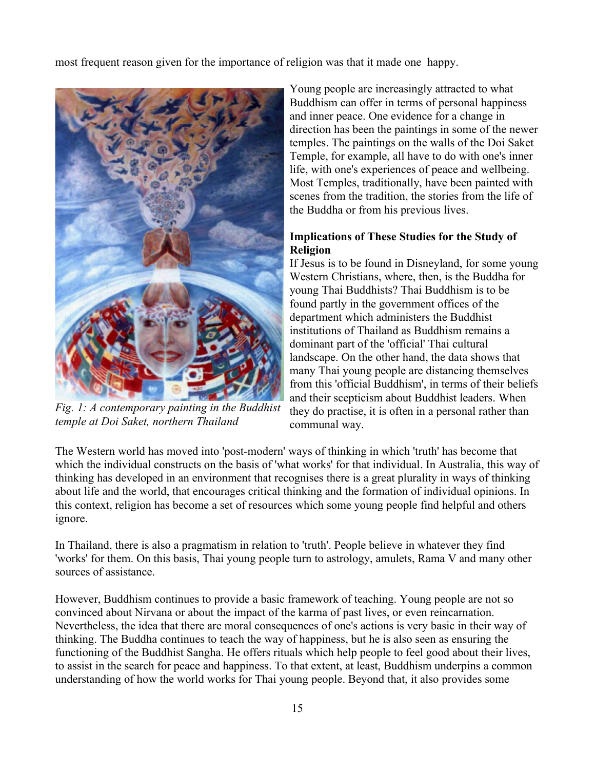most frequent reason given for the importance of religion was that it made one happy.

*Fig. 1: A contemporary painting in the Buddhist temple at Doi Saket, northern Thailand*

Young people are increasingly attracted to what Buddhism can offer in terms of personal happiness and inner peace. One evidence for a change in direction has been the paintings in some of the newer temples. The paintings on the walls of the Doi Saket Temple, for example, all have to do with one's inner life, with one's experiences of peace and wellbeing. Most Temples, traditionally, have been painted with scenes from the tradition, the stories from the life of the Buddha or from his previous lives.

**Implications of These Studies for the Study of Religion**

If Jesus is to be found in Disneyland, for some young Western Christians, where, then, is the Buddha for young Thai Buddhists? Thai Buddhism is to be found partly in the government offices of the department which administers the Buddhist institutions of Thailand as Buddhism remains a dominant part of the 'official' Thai cultural landscape. On the other hand, the data shows that many Thai young people are distancing themselves from this 'official Buddhism', in terms of their beliefs and their scepticism about Buddhist leaders. When they do practise, it is often in a personal rather than communal way.

The Western world has moved into 'post-modern' ways of thinking in which 'truth' has become that which the individual constructs on the basis of 'what works' for that individual. In Australia, this way of thinking has developed in an environment that recognises there is a great plurality in ways of thinking about life and the world, that encourages critical thinking and the formation of individual opinions. In this context, religion has become a set of resources which some young people find helpful and others ignore.

In Thailand, there is also a pragmatism in relation to 'truth'. People believe in whatever they find 'works' for them. On this basis, Thai young people turn to astrology, amulets, Rama V and many other sources of assistance.

However, Buddhism continues to provide a basic framework of teaching. Young people are not so convinced about Nirvana or about the impact of the karma of past lives, or even reincarnation. Nevertheless, the idea that there are moral consequences of one's actions is very basic in their way of thinking. The Buddha continues to teach the way of happiness, but he is also seen as ensuring the functioning of the Buddhist Sangha. He offers rituals which help people to feel good about their lives, to assist in the search for peace and happiness. To that extent, at least, Buddhism underpins a common understanding of how the world works for Thai young people. Beyond that, it also provides some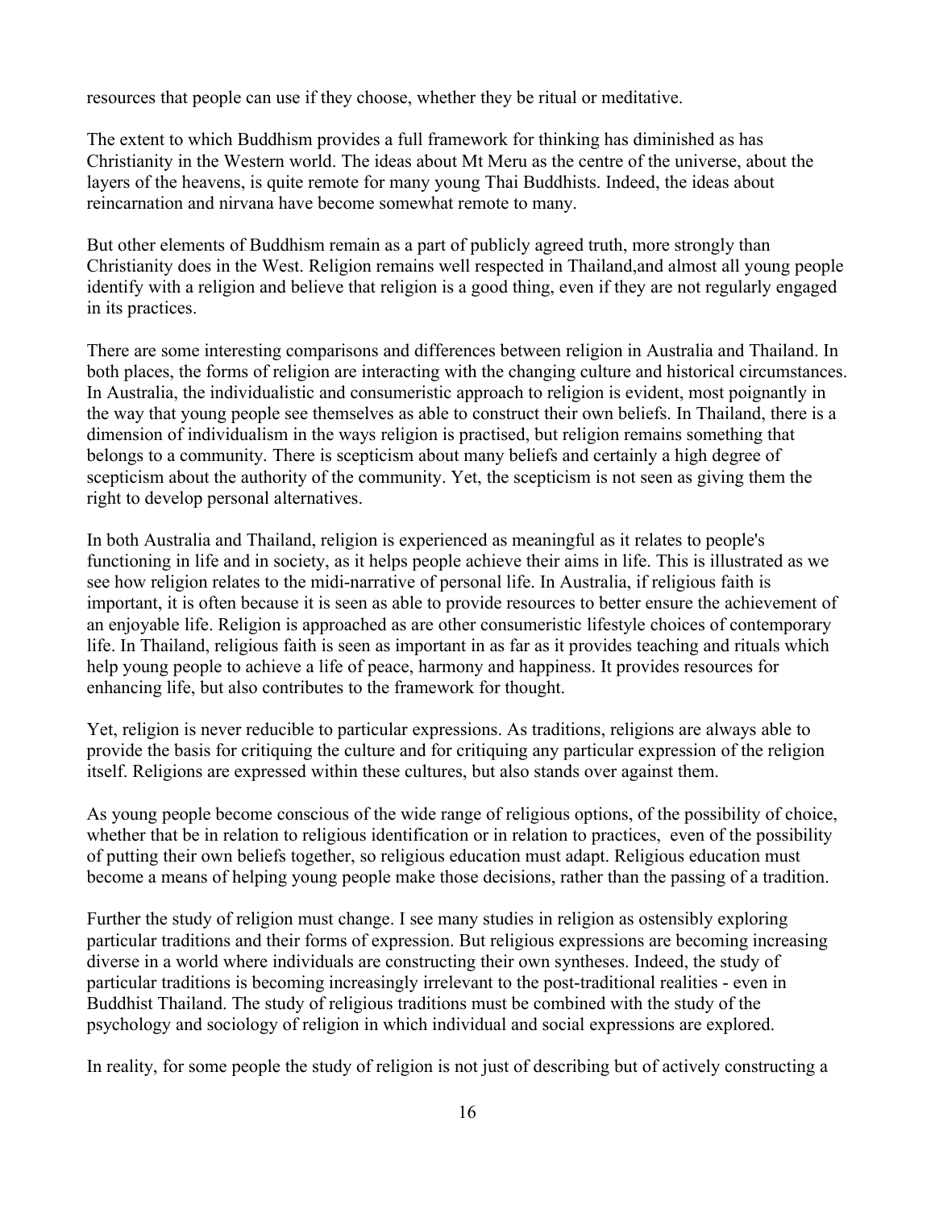resources that people can use if they choose, whether they be ritual or meditative.

The extent to which Buddhism provides a full framework for thinking has diminished as has Christianity in the Western world. The ideas about Mt Meru as the centre of the universe, about the layers of the heavens, is quite remote for many young Thai Buddhists. Indeed, the ideas about reincarnation and nirvana have become somewhat remote to many.

But other elements of Buddhism remain as a part of publicly agreed truth, more strongly than Christianity does in the West. Religion remains well respected in Thailand,and almost all young people identify with a religion and believe that religion is a good thing, even if they are not regularly engaged in its practices.

There are some interesting comparisons and differences between religion in Australia and Thailand. In both places, the forms of religion are interacting with the changing culture and historical circumstances. In Australia, the individualistic and consumeristic approach to religion is evident, most poignantly in the way that young people see themselves as able to construct their own beliefs. In Thailand, there is a dimension of individualism in the ways religion is practised, but religion remains something that belongs to a community. There is scepticism about many beliefs and certainly a high degree of scepticism about the authority of the community. Yet, the scepticism is not seen as giving them the right to develop personal alternatives.

In both Australia and Thailand, religion is experienced as meaningful as it relates to people's functioning in life and in society, as it helps people achieve their aims in life. This is illustrated as we see how religion relates to the midi-narrative of personal life. In Australia, if religious faith is important, it is often because it is seen as able to provide resources to better ensure the achievement of an enjoyable life. Religion is approached as are other consumeristic lifestyle choices of contemporary life. In Thailand, religious faith is seen as important in as far as it provides teaching and rituals which help young people to achieve a life of peace, harmony and happiness. It provides resources for enhancing life, but also contributes to the framework for thought.

Yet, religion is never reducible to particular expressions. As traditions, religions are always able to provide the basis for critiquing the culture and for critiquing any particular expression of the religion itself. Religions are expressed within these cultures, but also stands over against them.

As young people become conscious of the wide range of religious options, of the possibility of choice, whether that be in relation to religious identification or in relation to practices, even of the possibility of putting their own beliefs together, so religious education must adapt. Religious education must become a means of helping young people make those decisions, rather than the passing of a tradition.

Further the study of religion must change. I see many studies in religion as ostensibly exploring particular traditions and their forms of expression. But religious expressions are becoming increasing diverse in a world where individuals are constructing their own syntheses. Indeed, the study of particular traditions is becoming increasingly irrelevant to the post-traditional realities - even in Buddhist Thailand. The study of religious traditions must be combined with the study of the psychology and sociology of religion in which individual and social expressions are explored.

In reality, for some people the study of religion is not just of describing but of actively constructing a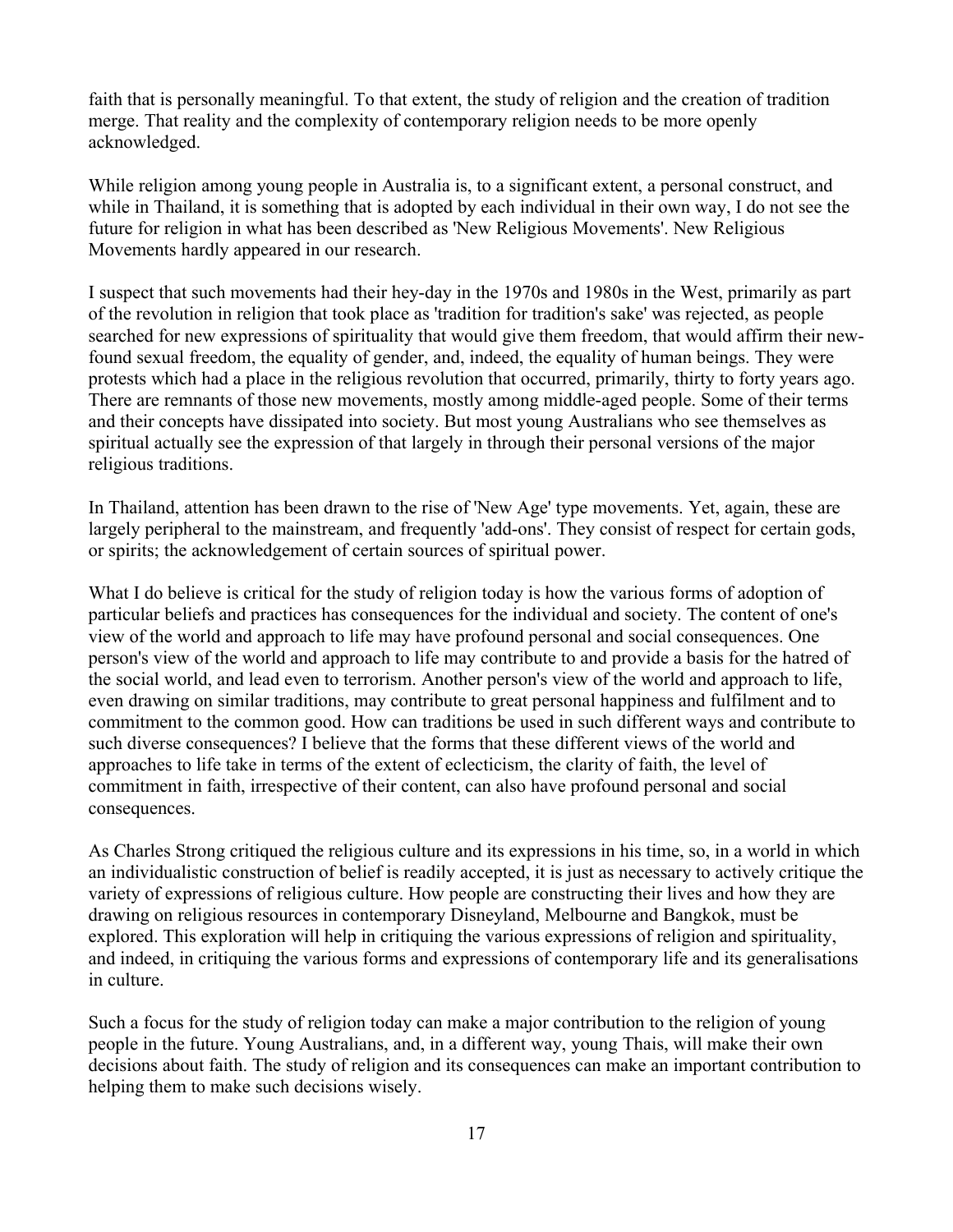faith that is personally meaningful. To that extent, the study of religion and the creation of tradition merge. That reality and the complexity of contemporary religion needs to be more openly acknowledged.

While religion among young people in Australia is, to a significant extent, a personal construct, and while in Thailand, it is something that is adopted by each individual in their own way, I do not see the future for religion in what has been described as 'New Religious Movements'. New Religious Movements hardly appeared in our research.

I suspect that such movements had their hey-day in the 1970s and 1980s in the West, primarily as part of the revolution in religion that took place as 'tradition for tradition's sake' was rejected, as people searched for new expressions of spirituality that would give them freedom, that would affirm their new-found sexual freedom, the equality of gender, and, indeed, the equality of human beings. They were protests which had a place in the religious revolution that occurred, primarily, thirty to forty years ago. There are remnants of those new movements, mostly among middle-aged people. Some of their terms and their concepts have dissipated into society. But most young Australians who see themselves as spiritual actually see the expression of that largely in through their personal versions of the major religious traditions.

In Thailand, attention has been drawn to the rise of 'New Age' type movements. Yet, again, these are largely peripheral to the mainstream, and frequently 'add-ons'. They consist of respect for certain gods, or spirits; the acknowledgement of certain sources of spiritual power.

What I do believe is critical for the study of religion today is how the various forms of adoption of particular beliefs and practices has consequences for the individual and society. The content of one's view of the world and approach to life may have profound personal and social consequences. One person's view of the world and approach to life may contribute to and provide a basis for the hatred of the social world, and lead even to terrorism. Another person's view of the world and approach to life, even drawing on similar traditions, may contribute to great personal happiness and fulfilment and to commitment to the common good. How can traditions be used in such different ways and contribute to such diverse consequences? I believe that the forms that these different views of the world and approaches to life take in terms of the extent of eclecticism, the clarity of faith, the level of commitment in faith, irrespective of their content, can also have profound personal and social consequences.

As Charles Strong critiqued the religious culture and its expressions in his time, so, in a world in which an individualistic construction of belief is readily accepted, it is just as necessary to actively critique the variety of expressions of religious culture. How people are constructing their lives and how they are drawing on religious resources in contemporary Disneyland, Melbourne and Bangkok, must be explored. This exploration will help in critiquing the various expressions of religion and spirituality, and indeed, in critiquing the various forms and expressions of contemporary life and its generalisations in culture.

Such a focus for the study of religion today can make a major contribution to the religion of young people in the future. Young Australians, and, in a different way, young Thais, will make their own decisions about faith. The study of religion and its consequences can make an important contribution to helping them to make such decisions wisely.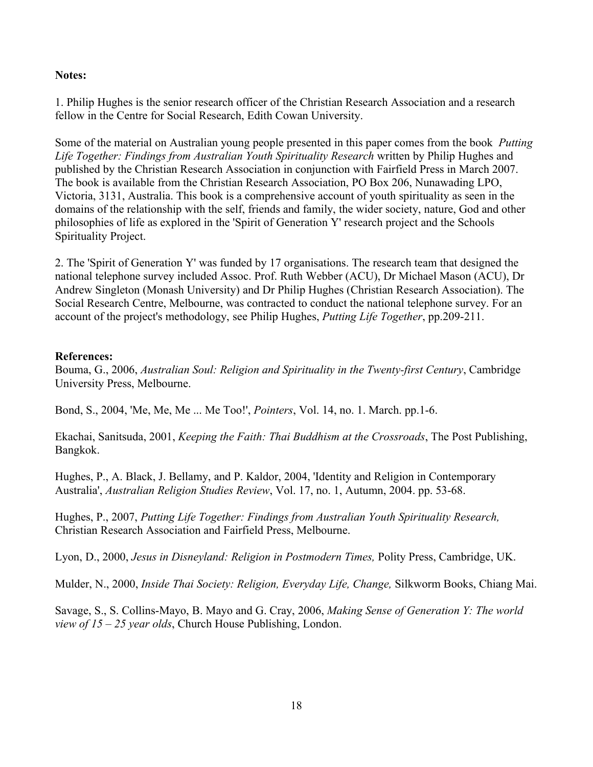**Notes:**

1. Philip Hughes is the senior research officer of the Christian Research Association and a research fellow in the Centre for Social Research, Edith Cowan University.

Some of the material on Australian young people presented in this paper comes from the book *Putting Life Together: Findings from Australian Youth Spirituality Research* written by Philip Hughes and published by the Christian Research Association in conjunction with Fairfield Press in March 2007. The book is available from the Christian Research Association, PO Box 206, Nunawading LPO, Victoria, 3131, Australia. This book is a comprehensive account of youth spirituality as seen in the domains of the relationship with the self, friends and family, the wider society, nature, God and other philosophies of life as explored in the 'Spirit of Generation Y' research project and the Schools Spirituality Project.

2. The 'Spirit of Generation Y' was funded by 17 organisations. The research team that designed the national telephone survey included Assoc. Prof. Ruth Webber (ACU), Dr Michael Mason (ACU), Dr Andrew Singleton (Monash University) and Dr Philip Hughes (Christian Research Association). The Social Research Centre, Melbourne, was contracted to conduct the national telephone survey. For an account of the project's methodology, see Philip Hughes, *Putting Life Together*, pp.209-211.

**References:**

Bouma, G., 2006, *Australian Soul: Religion and Spirituality in the Twenty-first Century*, Cambridge University Press, Melbourne.

Bond, S., 2004, 'Me, Me, Me ... Me Too!', *Pointers*, Vol. 14, no. 1. March. pp.1-6.

Ekachai, Sanitsuda, 2001, *Keeping the Faith: Thai Buddhism at the Crossroads*, The Post Publishing, Bangkok.

Hughes, P., A. Black, J. Bellamy, and P. Kaldor, 2004, 'Identity and Religion in Contemporary Australia', *Australian Religion Studies Review*, Vol. 17, no. 1, Autumn, 2004. pp. 53-68.

Hughes, P., 2007, *Putting Life Together: Findings from Australian Youth Spirituality Research,* Christian Research Association and Fairfield Press, Melbourne.

Lyon, D., 2000, *Jesus in Disneyland: Religion in Postmodern Times,* Polity Press, Cambridge, UK.

Mulder, N., 2000, *Inside Thai Society: Religion, Everyday Life, Change,* Silkworm Books, Chiang Mai.

Savage, S., S. Collins-Mayo, B. Mayo and G. Cray, 2006, *Making Sense of Generation Y: The world view of 15 – 25 year olds*, Church House Publishing, London.